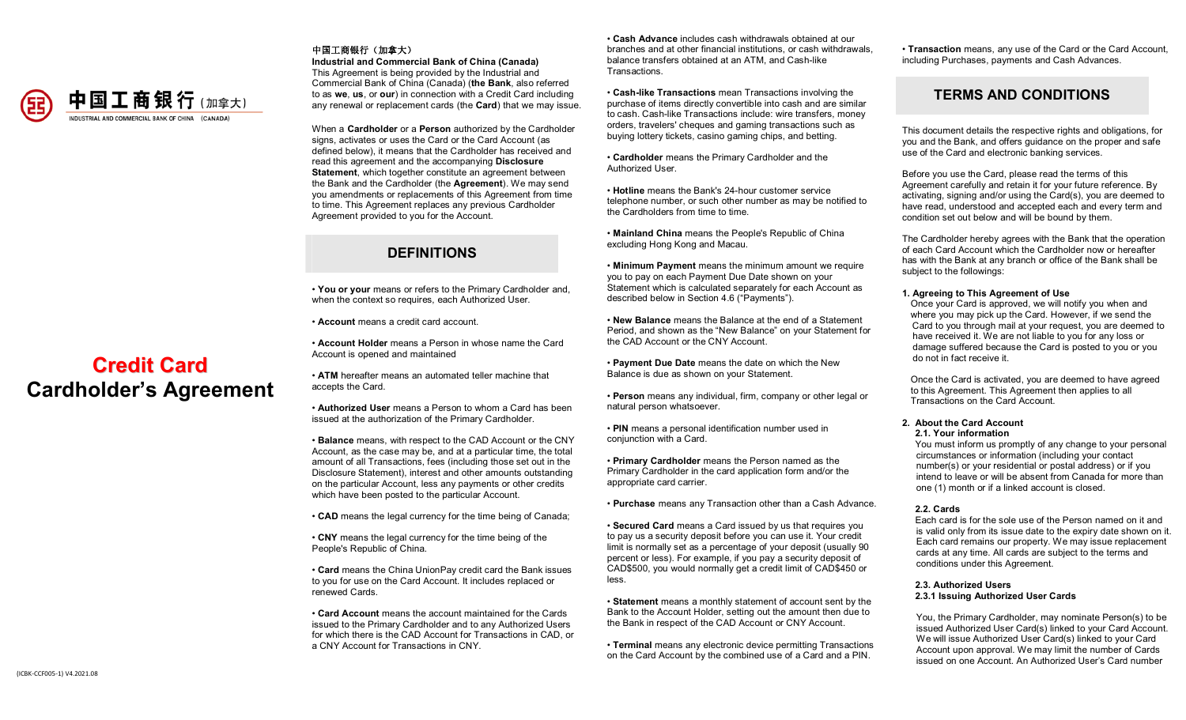中国工商银行（加拿大）

INDUSTRIAL AND COMMERCIAL BANK OF CHINA (CANADA)

# Credit Card
# Cardholder's Agreement

(ICBK-CCF005-1) V4.2021.08

中国工商银行（加拿大）

**Industrial and Commercial Bank of China (Canada)**

This Agreement is being provided by the Industrial and Commercial Bank of China (Canada) (**the Bank**, also referred to as **we**, **us**, or **our**) in connection with a Credit Card including any renewal or replacement cards (the **Card**) that we may issue.

When a **Cardholder** or a **Person** authorized by the Cardholder signs, activates or uses the Card or the Card Account (as defined below), it means that the Cardholder has received and read this agreement and the accompanying **Disclosure Statement**, which together constitute an agreement between the Bank and the Cardholder (the **Agreement**). We may send you amendments or replacements of this Agreement from time to time. This Agreement replaces any previous Cardholder Agreement provided to you for the Account.

## DEFINITIONS

• **You or your** means or refers to the Primary Cardholder and, when the context so requires, each Authorized User.

• **Account** means a credit card account.

• **Account Holder** means a Person in whose name the Card Account is opened and maintained

• **ATM** hereafter means an automated teller machine that accepts the Card.

• **Authorized User** means a Person to whom a Card has been issued at the authorization of the Primary Cardholder.

• **Balance** means, with respect to the CAD Account or the CNY Account, as the case may be, and at a particular time, the total amount of all Transactions, fees (including those set out in the Disclosure Statement), interest and other amounts outstanding on the particular Account, less any payments or other credits which have been posted to the particular Account.

• **CAD** means the legal currency for the time being of Canada;

• **CNY** means the legal currency for the time being of the People's Republic of China.

• **Card** means the China UnionPay credit card the Bank issues to you for use on the Card Account. It includes replaced or renewed Cards.

• **Card Account** means the account maintained for the Cards issued to the Primary Cardholder and to any Authorized Users for which there is the CAD Account for Transactions in CAD, or a CNY Account for Transactions in CNY.

• **Cash Advance** includes cash withdrawals obtained at our branches and at other financial institutions, or cash withdrawals, balance transfers obtained at an ATM, and Cash-like Transactions.

• **Cash-like Transactions** mean Transactions involving the purchase of items directly convertible into cash and are similar to cash. Cash-like Transactions include: wire transfers, money orders, travelers' cheques and gaming transactions such as buying lottery tickets, casino gaming chips, and betting.

• **Cardholder** means the Primary Cardholder and the Authorized User.

• **Hotline** means the Bank's 24-hour customer service telephone number, or such other number as may be notified to the Cardholders from time to time.

• **Mainland China** means the People's Republic of China excluding Hong Kong and Macau.

• **Minimum Payment** means the minimum amount we require you to pay on each Payment Due Date shown on your Statement which is calculated separately for each Account as described below in Section 4.6 ("Payments").

• **New Balance** means the Balance at the end of a Statement Period, and shown as the "New Balance" on your Statement for the CAD Account or the CNY Account.

• **Payment Due Date** means the date on which the New Balance is due as shown on your Statement.

• **Person** means any individual, firm, company or other legal or natural person whatsoever.

• **PIN** means a personal identification number used in conjunction with a Card.

• **Primary Cardholder** means the Person named as the Primary Cardholder in the card application form and/or the appropriate card carrier.

• **Purchase** means any Transaction other than a Cash Advance.

• **Secured Card** means a Card issued by us that requires you to pay us a security deposit before you can use it. Your credit limit is normally set as a percentage of your deposit (usually 90 percent or less). For example, if you pay a security deposit of CAD$500, you would normally get a credit limit of CAD$450 or less.

• **Statement** means a monthly statement of account sent by the Bank to the Account Holder, setting out the amount then due to the Bank in respect of the CAD Account or CNY Account.

• **Terminal** means any electronic device permitting Transactions on the Card Account by the combined use of a Card and a PIN.

• **Transaction** means, any use of the Card or the Card Account, including Purchases, payments and Cash Advances.

## TERMS AND CONDITIONS

This document details the respective rights and obligations, for you and the Bank, and offers guidance on the proper and safe use of the Card and electronic banking services.

Before you use the Card, please read the terms of this Agreement carefully and retain it for your future reference. By activating, signing and/or using the Card(s), you are deemed to have read, understood and accepted each and every term and condition set out below and will be bound by them.

The Cardholder hereby agrees with the Bank that the operation of each Card Account which the Cardholder now or hereafter has with the Bank at any branch or office of the Bank shall be subject to the followings:

### 1. Agreeing to This Agreement of Use

Once your Card is approved, we will notify you when and where you may pick up the Card. However, if we send the Card to you through mail at your request, you are deemed to have received it. We are not liable to you for any loss or damage suffered because the Card is posted to you or you do not in fact receive it.

Once the Card is activated, you are deemed to have agreed to this Agreement. This Agreement then applies to all Transactions on the Card Account.

### 2. About the Card Account

#### 2.1. Your information

You must inform us promptly of any change to your personal circumstances or information (including your contact number(s) or your residential or postal address) or if you intend to leave or will be absent from Canada for more than one (1) month or if a linked account is closed.

#### 2.2. Cards

Each card is for the sole use of the Person named on it and is valid only from its issue date to the expiry date shown on it. Each card remains our property. We may issue replacement cards at any time. All cards are subject to the terms and conditions under this Agreement.

#### 2.3. Authorized Users

##### 2.3.1 Issuing Authorized User Cards

You, the Primary Cardholder, may nominate Person(s) to be issued Authorized User Card(s) linked to your Card Account. We will issue Authorized User Card(s) linked to your Card Account upon approval. We may limit the number of Cards issued on one Account. An Authorized User's Card number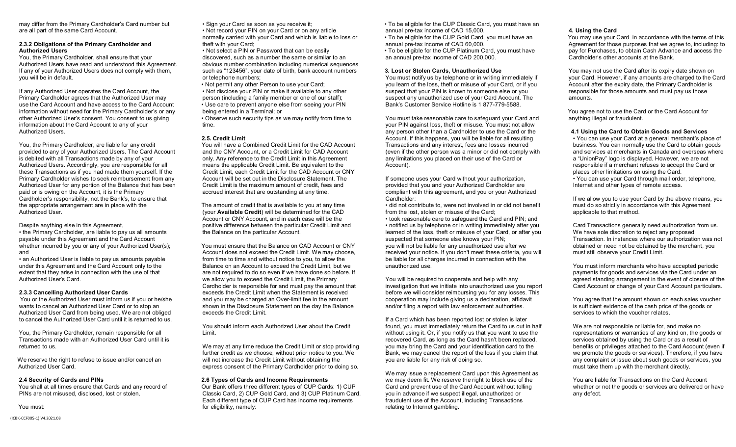may differ from the Primary Cardholder's Card number but are all part of the same Card Account.

#### 2.3.2 Obligations of the Primary Cardholder and Authorized Users

You, the Primary Cardholder, shall ensure that your Authorized Users have read and understood this Agreement. If any of your Authorized Users does not comply with them, you will be in default.

If any Authorized User operates the Card Account, the Primary Cardholder agrees that the Authorized User may use the Card Account and have access to the Card Account information without need for the Primary Cardholder's or any other Authorized User's consent. You consent to us giving information about the Card Account to any of your Authorized Users.

You, the Primary Cardholder, are liable for any credit provided to any of your Authorized Users. The Card Account is debited with all Transactions made by any of your Authorized Users. Accordingly, you are responsible for all these Transactions as if you had made them yourself. If the Primary Cardholder wishes to seek reimbursement from any Authorized User for any portion of the Balance that has been paid or is owing on the Account, it is the Primary Cardholder's responsibility, not the Bank's, to ensure that the appropriate arrangement are in place with the Authorized User.

Despite anything else in this Agreement,

- the Primary Cardholder, are liable to pay us all amounts payable under this Agreement and the Card Account whether incurred by you or any of your Authorized User(s); and
- an Authorized User is liable to pay us amounts payable under this Agreement and the Card Account only to the extent that they arise in connection with the use of that Authorized User's Card.

#### 2.3.3 Cancelling Authorized User Cards

You or the Authorized User must inform us if you or he/she wants to cancel an Authorized User Card or to stop an Authorized User Card from being used. We are not obliged to cancel the Authorized User Card until it is returned to us.

You, the Primary Cardholder, remain responsible for all Transactions made with an Authorized User Card until it is returned to us.

We reserve the right to refuse to issue and/or cancel an Authorized User Card.

### 2.4 Security of Cards and PINs

You shall at all times ensure that Cards and any record of PINs are not misused, disclosed, lost or stolen.

You must:

- Sign your Card as soon as you receive it;
- Not record your PIN on your Card or on any article normally carried with your Card and which is liable to loss or theft with your Card;
- Not select a PIN or Password that can be easily discovered, such as a number the same or similar to an obvious number combination including numerical sequences such as "123456", your date of birth, bank account numbers or telephone numbers;
- Not permit any other Person to use your Card;
- Not disclose your PIN or make it available to any other person (including a family member or one of our staff);
- Use care to prevent anyone else from seeing your PIN being entered in a Terminal; or
- Observe such security tips as we may notify from time to time.

### 2.5. Credit Limit

You will have a Combined Credit Limit for the CAD Account and the CNY Account, or a Credit Limit for CAD Account only. Any reference to the Credit Limit in this Agreement means the applicable Credit Limit. Be equivalent to the Credit Limit, each Credit Limit for the CAD Account or CNY Account will be set out in the Disclosure Statement. The Credit Limit is the maximum amount of credit, fees and accrued interest that are outstanding at any time.

The amount of credit that is available to you at any time (your **Available Credit**) will be determined for the CAD Account or CNY Account, and in each case will be the positive difference between the particular Credit Limit and the Balance on the particular Account.

You must ensure that the Balance on CAD Account or CNY Account does not exceed the Credit Limit. We may choose, from time to time and without notice to you, to allow the Balance on an Account to exceed the Credit Limit, but we are not required to do so even if we have done so before. If we allow you to exceed the Credit Limit, the Primary Cardholder is responsible for and must pay the amount that exceeds the Credit Limit when the Statement is received and you may be charged an Over-limit fee in the amount shown in the Disclosure Statement on the day the Balance exceeds the Credit Limit.

You should inform each Authorized User about the Credit Limit.

We may at any time reduce the Credit Limit or stop providing further credit as we choose, without prior notice to you. We will not increase the Credit Limit without obtaining the express consent of the Primary Cardholder prior to doing so.

### 2.6 Types of Cards and Income Requirements

Our Bank offers three different types of CUP Cards: 1) CUP Classic Card, 2) CUP Gold Card, and 3) CUP Platinum Card. Each different type of CUP Card has income requirements for eligibility, namely:

- To be eligible for the CUP Classic Card, you must have an annual pre-tax income of CAD 15,000.
- To be eligible for the CUP Gold Card, you must have an annual pre-tax income of CAD 60,000.
- To be eligible for the CUP Platinum Card, you must have an annual pre-tax income of CAD 200,000.

## 3. Lost or Stolen Cards, Unauthorized Use

You must notify us by telephone or in writing immediately if you learn of the loss, theft or misuse of your Card, or if you suspect that your PIN is known to someone else or you suspect any unauthorized use of your Card Account. The Bank's Customer Service Hotline is 1 877-779-5588.

You must take reasonable care to safeguard your Card and your PIN against loss, theft or misuse. You must not allow any person other than a Cardholder to use the Card or the Account. If this happens, you will be liable for all resulting Transactions and any interest, fees and losses incurred (even if the other person was a minor or did not comply with any limitations you placed on their use of the Card or Account).

If someone uses your Card without your authorization, provided that you and your Authorized Cardholder are compliant with this agreement, and you or your Authorized Cardholder:

- did not contribute to, were not involved in or did not benefit from the lost, stolen or misuse of the Card;
- took reasonable care to safeguard the Card and PIN; and
- notified us by telephone or in writing immediately after you learned of the loss, theft or misuse of your Card, or after you suspected that someone else knows your PIN;

you will not be liable for any unauthorized use after we received your notice. If you don't meet these criteria, you will be liable for all charges incurred in connection with the unauthorized use.

You will be required to cooperate and help with any investigation that we initiate into unauthorized use you report before we will consider reimbursing you for any losses. This cooperation may include giving us a declaration, affidavit and/or filing a report with law enforcement authorities.

If a Card which has been reported lost or stolen is later found, you must immediately return the Card to us cut in half without using it. Or, if you notify us that you want to use the recovered Card, as long as the Card hasn't been replaced, you may bring the Card and your identification card to the Bank, we may cancel the report of the loss if you claim that you are liable for any risk of doing so.

We may issue a replacement Card upon this Agreement as we may deem fit. We reserve the right to block use of the Card and prevent use of the Card Account without telling you in advance if we suspect illegal, unauthorized or fraudulent use of the Account, including Transactions relating to Internet gambling.

## 4. Using the Card

You may use your Card in accordance with the terms of this Agreement for those purposes that we agree to, including: to pay for Purchases, to obtain Cash Advance and access the Cardholder's other accounts at the Bank.

You may not use the Card after its expiry date shown on your Card. However, if any amounts are charged to the Card Account after the expiry date, the Primary Cardholder is responsible for those amounts and must pay us those amounts.

You agree not to use the Card or the Card Account for anything illegal or fraudulent.

### 4.1 Using the Card to Obtain Goods and Services

- You can use your Card at a general merchant's place of business. You can normally use the Card to obtain goods and services at merchants in Canada and overseas where a "UnionPay" logo is displayed. However, we are not responsible if a merchant refuses to accept the Card or places other limitations on using the Card.
- You can use your Card through mail order, telephone, Internet and other types of remote access.

If we allow you to use your Card by the above means, you must do so strictly in accordance with this Agreement applicable to that method.

Card Transactions generally need authorization from us. We have sole discretion to reject any proposed Transaction. In instances where our authorization was not obtained or need not be obtained by the merchant, you must still observe your Credit Limit.

You must inform merchants who have accepted periodic payments for goods and services via the Card under an agreed standing arrangement in the event of closure of the Card Account or change of your Card Account particulars.

You agree that the amount shown on each sales voucher is sufficient evidence of the cash price of the goods or services to which the voucher relates.

We are not responsible or liable for, and make no representations or warranties of any kind on, the goods or services obtained by using the Card or as a result of benefits or privileges attached to the Card Account (even if we promote the goods or services). Therefore, if you have any complaint or issue about such goods or services, you must take them up with the merchant directly.

You are liable for Transactions on the Card Account whether or not the goods or services are delivered or have any defect.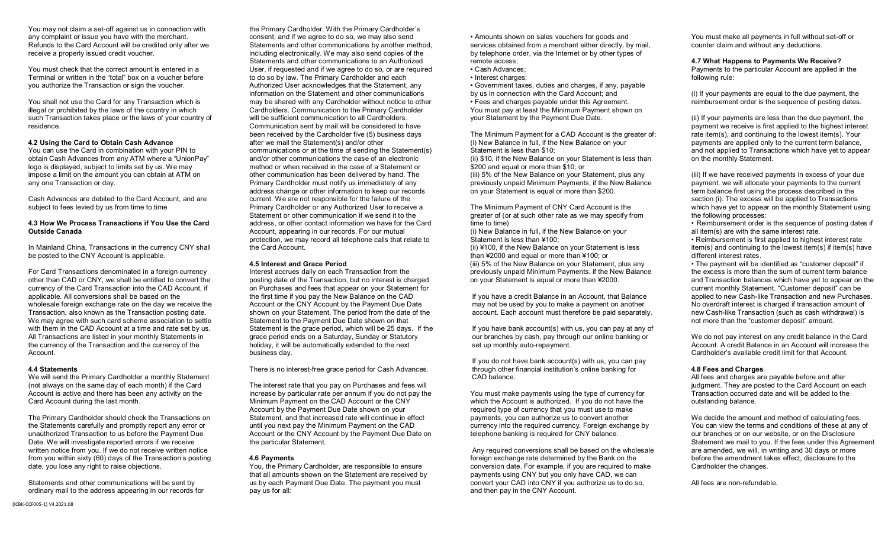You may not claim a set-off against us in connection with any complaint or issue you have with the merchant. Refunds to the Card Account will be credited only after we receive a properly issued credit voucher.

You must check that the correct amount is entered in a Terminal or written in the "total" box on a voucher before you authorize the Transaction or sign the voucher.

You shall not use the Card for any Transaction which is illegal or prohibited by the laws of the country in which such Transaction takes place or the laws of your country of residence.

#### 4.2 Using the Card to Obtain Cash Advance

You can use the Card in combination with your PIN to obtain Cash Advances from any ATM where a "UnionPay" logo is displayed, subject to limits set by us. We may impose a limit on the amount you can obtain at ATM on any one Transaction or day.

Cash Advances are debited to the Card Account, and are subject to fees levied by us from time to time

#### 4.3 How We Process Transactions if You Use the Card Outside Canada

In Mainland China, Transactions in the currency CNY shall be posted to the CNY Account is applicable.

For Card Transactions denominated in a foreign currency other than CAD or CNY, we shall be entitled to convert the currency of the Card Transaction into the CAD Account, if applicable. All conversions shall be based on the wholesale foreign exchange rate on the day we receive the Transaction, also known as the Transaction posting date. We may agree with such card scheme association to settle with them in the CAD Account at a time and rate set by us. All Transactions are listed in your monthly Statements in the currency of the Transaction and the currency of the Account.

#### 4.4 Statements

We will send the Primary Cardholder a monthly Statement (not always on the same day of each month) if the Card Account is active and there has been any activity on the Card Account during the last month.

The Primary Cardholder should check the Transactions on the Statements carefully and promptly report any error or unauthorized Transaction to us before the Payment Due Date. We will investigate reported errors if we receive written notice from you. If we do not receive written notice from you within sixty (60) days of the Transaction's posting date, you lose any right to raise objections.

Statements and other communications will be sent by ordinary mail to the address appearing in our records for the Primary Cardholder. With the Primary Cardholder's consent, and if we agree to do so, we may also send Statements and other communications by another method, including electronically. We may also send copies of the Statements and other communications to an Authorized User, if requested and if we agree to do so, or are required to do so by law. The Primary Cardholder and each Authorized User acknowledges that the Statement, any information on the Statement and other communications may be shared with any Cardholder without notice to other Cardholders. Communication to the Primary Cardholder will be sufficient communication to all Cardholders. Communication sent by mail will be considered to have been received by the Cardholder five (5) business days after we mail the Statement(s) and/or other communications or at the time of sending the Statement(s) and/or other communications the case of an electronic method or when received in the case of a Statement or other communication has been delivered by hand. The Primary Cardholder must notify us immediately of any address change or other information to keep our records current. We are not responsible for the failure of the Primary Cardholder or any Authorized User to receive a Statement or other communication if we send it to the address, or other contact information we have for the Card Account, appearing in our records. For our mutual protection, we may record all telephone calls that relate to the Card Account.

#### 4.5 Interest and Grace Period

Interest accrues daily on each Transaction from the posting date of the Transaction, but no interest is charged on Purchases and fees that appear on your Statement for the first time if you pay the New Balance on the CAD Account or the CNY Account by the Payment Due Date shown on your Statement. The period from the date of the Statement to the Payment Due Date shown on that Statement is the grace period, which will be 25 days. If the grace period ends on a Saturday, Sunday or Statutory holiday, it will be automatically extended to the next business day.

There is no interest-free grace period for Cash Advances.

The interest rate that you pay on Purchases and fees will increase by particular rate per annum if you do not pay the Minimum Payment on the CAD Account or the CNY Account by the Payment Due Date shown on your Statement, and that increased rate will continue in effect until you next pay the Minimum Payment on the CAD Account or the CNY Account by the Payment Due Date on the particular Statement.

#### 4.6 Payments

You, the Primary Cardholder, are responsible to ensure that all amounts shown on the Statement are received by us by each Payment Due Date. The payment you must pay us for all:

- Amounts shown on sales vouchers for goods and services obtained from a merchant either directly, by mail, by telephone order, via the Internet or by other types of remote access;
- Cash Advances;
- Interest charges;
- Government taxes, duties and charges, if any, payable by us in connection with the Card Account; and
- Fees and charges payable under this Agreement.

You must pay at least the Minimum Payment shown on your Statement by the Payment Due Date.

The Minimum Payment for a CAD Account is the greater of:
(i) New Balance in full, if the New Balance on your Statement is less than $10;
(ii) $10, if the New Balance on your Statement is less than $200 and equal or more than $10; or
(iii) 5% of the New Balance on your Statement, plus any previously unpaid Minimum Payments, if the New Balance on your Statement is equal or more than $200.

The Minimum Payment of CNY Card Account is the greater of (or at such other rate as we may specify from time to time)
(i) New Balance in full, if the New Balance on your Statement is less than ¥100;
(ii) ¥100, if the New Balance on your Statement is less than ¥2000 and equal or more than ¥100; or
(iii) 5% of the New Balance on your Statement, plus any previously unpaid Minimum Payments, if the New Balance on your Statement is equal or more than ¥2000.

If you have a credit Balance in an Account, that Balance may not be used by you to make a payment on another account. Each account must therefore be paid separately.

If you have bank account(s) with us, you can pay at any of our branches by cash, pay through our online banking or set up monthly auto-repayment.

If you do not have bank account(s) with us, you can pay through other financial institution's online banking for CAD balance.

You must make payments using the type of currency for which the Account is authorized. If you do not have the required type of currency that you must use to make payments, you can authorize us to convert another currency into the required currency. Foreign exchange by telephone banking is required for CNY balance.

Any required conversions shall be based on the wholesale foreign exchange rate determined by the Bank on the conversion date. For example, if you are required to make payments using CNY but you only have CAD, we can convert your CAD into CNY if you authorize us to do so, and then pay in the CNY Account.

You must make all payments in full without set-off or counter claim and without any deductions.

#### 4.7 What Happens to Payments We Receive?

Payments to the particular Account are applied in the following rule:

(i) If your payments are equal to the due payment, the reimbursement order is the sequence of posting dates.

(ii) If your payments are less than the due payment, the payment we receive is first applied to the highest interest rate item(s), and continuing to the lowest item(s). Your payments are applied only to the current term balance, and not applied to Transactions which have yet to appear on the monthly Statement.

(iii) If we have received payments in excess of your due payment, we will allocate your payments to the current term balance first using the process described in the section (i). The excess will be applied to Transactions which have yet to appear on the monthly Statement using the following processes:

- Reimbursement order is the sequence of posting dates if all item(s) are with the same interest rate.
- Reimbursement is first applied to highest interest rate item(s) and continuing to the lowest item(s) if item(s) have different interest rates.
- The payment will be identified as "customer deposit" if the excess is more than the sum of current term balance and Transaction balances which have yet to appear on the current monthly Statement. "Customer deposit" can be applied to new Cash-like Transaction and new Purchases. No overdraft interest is charged if transaction amount of new Cash-like Transaction (such as cash withdrawal) is not more than the "customer deposit" amount.

We do not pay interest on any credit balance in the Card Account. A credit Balance in an Account will increase the Cardholder's available credit limit for that Account.

#### 4.8 Fees and Charges

All fees and charges are payable before and after judgment. They are posted to the Card Account on each Transaction occurred date and will be added to the outstanding balance.

We decide the amount and method of calculating fees. You can view the terms and conditions of these at any of our branches or on our website, or on the Disclosure Statement we mail to you. If the fees under this Agreement are amended, we will, in writing and 30 days or more before the amendment takes effect, disclosure to the Cardholder the changes.

All fees are non-refundable.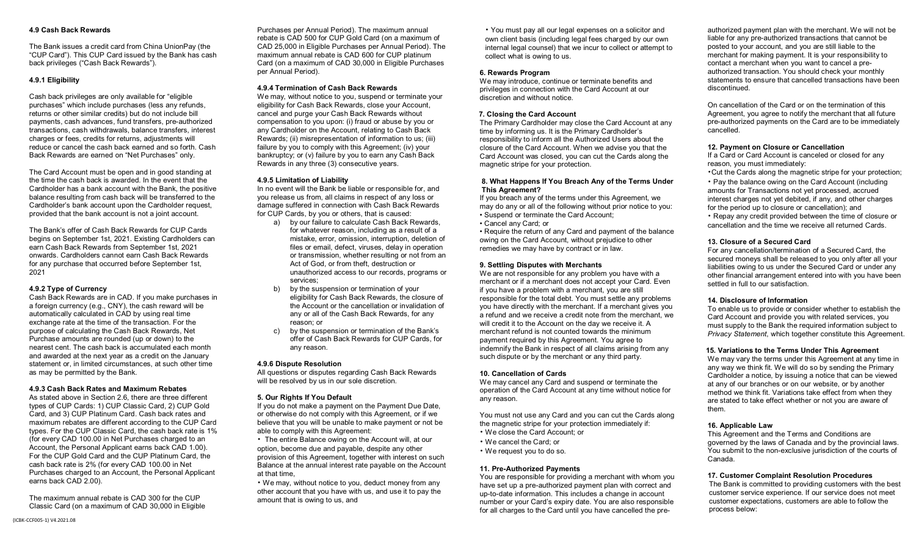#### 4.9 Cash Back Rewards

The Bank issues a credit card from China UnionPay (the "CUP Card"). This CUP Card issued by the Bank has cash back privileges ("Cash Back Rewards").

#### 4.9.1 Eligibility

Cash back privileges are only available for "eligible purchases" which include purchases (less any refunds, returns or other similar credits) but do not include bill payments, cash advances, fund transfers, pre-authorized transactions, cash withdrawals, balance transfers, interest charges or fees, credits for returns, adjustments will reduce or cancel the cash back earned and so forth. Cash Back Rewards are earned on "Net Purchases" only.

The Card Account must be open and in good standing at the time the cash back is awarded. In the event that the Cardholder has a bank account with the Bank, the positive balance resulting from cash back will be transferred to the Cardholder's bank account upon the Cardholder request, provided that the bank account is not a joint account.

The Bank's offer of Cash Back Rewards for CUP Cards begins on September 1st, 2021. Existing Cardholders can earn Cash Back Rewards from September 1st, 2021 onwards. Cardholders cannot earn Cash Back Rewards for any purchase that occurred before September 1st, 2021

#### 4.9.2 Type of Currency

Cash Back Rewards are in CAD. If you make purchases in a foreign currency (e.g., CNY), the cash reward will be automatically calculated in CAD by using real time exchange rate at the time of the transaction. For the purpose of calculating the Cash Back Rewards, Net Purchase amounts are rounded (up or down) to the nearest cent. The cash back is accumulated each month and awarded at the next year as a credit on the January statement or, in limited circumstances, at such other time as may be permitted by the Bank.

#### 4.9.3 Cash Back Rates and Maximum Rebates

As stated above in Section 2.6, there are three different types of CUP Cards: 1) CUP Classic Card, 2) CUP Gold Card, and 3) CUP Platinum Card. Cash back rates and maximum rebates are different according to the CUP Card types. For the CUP Classic Card, the cash back rate is 1% (for every CAD 100.00 in Net Purchases charged to an Account, the Personal Applicant earns back CAD 1.00). For the CUP Gold Card and the CUP Platinum Card, the cash back rate is 2% (for every CAD 100.00 in Net Purchases charged to an Account, the Personal Applicant earns back CAD 2.00).

The maximum annual rebate is CAD 300 for the CUP Classic Card (on a maximum of CAD 30,000 in Eligible Purchases per Annual Period). The maximum annual rebate is CAD 500 for CUP Gold Card (on a maximum of CAD 25,000 in Eligible Purchases per Annual Period). The maximum annual rebate is CAD 600 for CUP platinum Card (on a maximum of CAD 30,000 in Eligible Purchases per Annual Period).

#### 4.9.4 Termination of Cash Back Rewards

We may, without notice to you, suspend or terminate your eligibility for Cash Back Rewards, close your Account, cancel and purge your Cash Back Rewards without compensation to you upon: (i) fraud or abuse by you or any Cardholder on the Account, relating to Cash Back Rewards; (ii) misrepresentation of information to us; (iii) failure by you to comply with this Agreement; (iv) your bankruptcy; or (v) failure by you to earn any Cash Back Rewards in any three (3) consecutive years.

#### 4.9.5 Limitation of Liability

In no event will the Bank be liable or responsible for, and you release us from, all claims in respect of any loss or damage suffered in connection with Cash Back Rewards for CUP Cards, by you or others, that is caused:

a) by our failure to calculate Cash Back Rewards, for whatever reason, including as a result of a mistake, error, omission, interruption, deletion of files or email, defect, viruses, delay in operation or transmission, whether resulting or not from an Act of God, or from theft, destruction or unauthorized access to our records, programs or services;
b) by the suspension or termination of your eligibility for Cash Back Rewards, the closure of the Account or the cancellation or invalidation of any or all of the Cash Back Rewards, for any reason; or
c) by the suspension or termination of the Bank's offer of Cash Back Rewards for CUP Cards, for any reason.

#### 4.9.6 Dispute Resolution

All questions or disputes regarding Cash Back Rewards will be resolved by us in our sole discretion.

### 5. Our Rights If You Default

If you do not make a payment on the Payment Due Date, or otherwise do not comply with this Agreement, or if we believe that you will be unable to make payment or not be able to comply with this Agreement:

- The entire Balance owing on the Account will, at our option, become due and payable, despite any other provision of this Agreement, together with interest on such Balance at the annual interest rate payable on the Account at that time,
- We may, without notice to you, deduct money from any other account that you have with us, and use it to pay the amount that is owing to us, and
- You must pay all our legal expenses on a solicitor and own client basis (including legal fees charged by our own internal legal counsel) that we incur to collect or attempt to collect what is owing to us.

### 6. Rewards Program

We may introduce, continue or terminate benefits and privileges in connection with the Card Account at our discretion and without notice.

### 7. Closing the Card Account

The Primary Cardholder may close the Card Account at any time by informing us. It is the Primary Cardholder's responsibility to inform all the Authorized Users about the closure of the Card Account. When we advise you that the Card Account was closed, you can cut the Cards along the magnetic stripe for your protection.

### 8. What Happens If You Breach Any of the Terms Under This Agreement?

If you breach any of the terms under this Agreement, we may do any or all of the following without prior notice to you:

- Suspend or terminate the Card Account;
- Cancel any Card; or
- Require the return of any Card and payment of the balance owing on the Card Account, without prejudice to other remedies we may have by contract or in law.

### 9. Settling Disputes with Merchants

We are not responsible for any problem you have with a merchant or if a merchant does not accept your Card. Even if you have a problem with a merchant, you are still responsible for the total debt. You must settle any problems you have directly with the merchant. If a merchant gives you a refund and we receive a credit note from the merchant, we will credit it to the Account on the day we receive it. A merchant refund is not counted towards the minimum payment required by this Agreement. You agree to indemnify the Bank in respect of all claims arising from any such dispute or by the merchant or any third party.

### 10. Cancellation of Cards

We may cancel any Card and suspend or terminate the operation of the Card Account at any time without notice for any reason.

You must not use any Card and you can cut the Cards along the magnetic stripe for your protection immediately if:

- We close the Card Account; or
- We cancel the Card; or
- We request you to do so.

### 11. Pre-Authorized Payments

You are responsible for providing a merchant with whom you have set up a pre-authorized payment plan with correct and up-to-date information. This includes a change in account number or your Card's expiry date. You are also responsible for all charges to the Card until you have cancelled the pre-authorized payment plan with the merchant. We will not be liable for any pre-authorized transactions that cannot be posted to your account, and you are still liable to the merchant for making payment. It is your responsibility to contact a merchant when you want to cancel a pre-authorized transaction. You should check your monthly statements to ensure that cancelled transactions have been discontinued.

On cancellation of the Card or on the termination of this Agreement, you agree to notify the merchant that all future pre-authorized payments on the Card are to be immediately cancelled.

### 12. Payment on Closure or Cancellation

If a Card or Card Account is canceled or closed for any reason, you must immediately:

- Cut the Cards along the magnetic stripe for your protection;
- Pay the balance owing on the Card Account (including amounts for Transactions not yet processed, accrued interest charges not yet debited, if any, and other charges for the period up to closure or cancellation); and
- Repay any credit provided between the time of closure or cancellation and the time we receive all returned Cards.

### 13. Closure of a Secured Card

For any cancellation/termination of a Secured Card, the secured moneys shall be released to you only after all your liabilities owing to us under the Secured Card or under any other financial arrangement entered into with you have been settled in full to our satisfaction.

### 14. Disclosure of Information

To enable us to provide or consider whether to establish the Card Account and provide you with related services, you must supply to the Bank the required information subject to *Privacy Statement*, which together constitute this Agreement.

### 15. Variations to the Terms Under This Agreement

We may vary the terms under this Agreement at any time in any way we think fit. We will do so by sending the Primary Cardholder a notice, by issuing a notice that can be viewed at any of our branches or on our website, or by another method we think fit. Variations take effect from when they are stated to take effect whether or not you are aware of them.

### 16. Applicable Law

This Agreement and the Terms and Conditions are governed by the laws of Canada and by the provincial laws. You submit to the non-exclusive jurisdiction of the courts of Canada.

### 17. Customer Complaint Resolution Procedures

The Bank is committed to providing customers with the best customer service experience. If our service does not meet customer expectations, customers are able to follow the process below: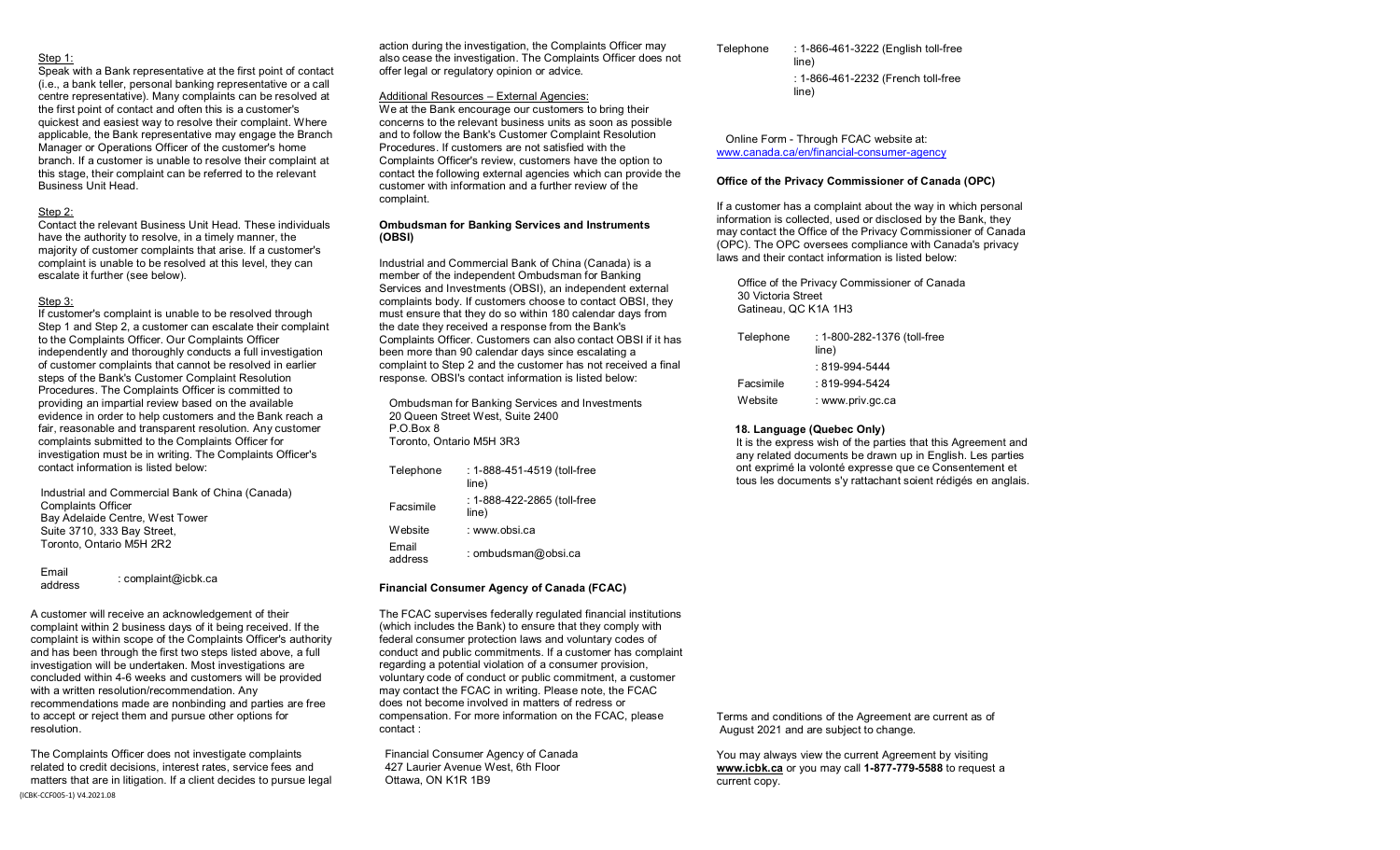Step 1:

Speak with a Bank representative at the first point of contact (i.e., a bank teller, personal banking representative or a call centre representative). Many complaints can be resolved at the first point of contact and often this is a customer's quickest and easiest way to resolve their complaint. Where applicable, the Bank representative may engage the Branch Manager or Operations Officer of the customer's home branch. If a customer is unable to resolve their complaint at this stage, their complaint can be referred to the relevant Business Unit Head.

Step 2:

Contact the relevant Business Unit Head. These individuals have the authority to resolve, in a timely manner, the majority of customer complaints that arise. If a customer's complaint is unable to be resolved at this level, they can escalate it further (see below).

Step 3:

If customer's complaint is unable to be resolved through Step 1 and Step 2, a customer can escalate their complaint to the Complaints Officer. Our Complaints Officer independently and thoroughly conducts a full investigation of customer complaints that cannot be resolved in earlier steps of the Bank's Customer Complaint Resolution Procedures. The Complaints Officer is committed to providing an impartial review based on the available evidence in order to help customers and the Bank reach a fair, reasonable and transparent resolution. Any customer complaints submitted to the Complaints Officer for investigation must be in writing. The Complaints Officer's contact information is listed below:

Industrial and Commercial Bank of China (Canada)
Complaints Officer
Bay Adelaide Centre, West Tower
Suite 3710, 333 Bay Street,
Toronto, Ontario M5H 2R2

| | |
|---|---|
| Email address | : complaint@icbk.ca |

A customer will receive an acknowledgement of their complaint within 2 business days of it being received. If the complaint is within scope of the Complaints Officer's authority and has been through the first two steps listed above, a full investigation will be undertaken. Most investigations are concluded within 4-6 weeks and customers will be provided with a written resolution/recommendation. Any recommendations made are nonbinding and parties are free to accept or reject them and pursue other options for resolution.

The Complaints Officer does not investigate complaints related to credit decisions, interest rates, service fees and matters that are in litigation. If a client decides to pursue legal action during the investigation, the Complaints Officer may also cease the investigation. The Complaints Officer does not offer legal or regulatory opinion or advice.

Additional Resources – External Agencies:

We at the Bank encourage our customers to bring their concerns to the relevant business units as soon as possible and to follow the Bank's Customer Complaint Resolution Procedures. If customers are not satisfied with the Complaints Officer's review, customers have the option to contact the following external agencies which can provide the customer with information and a further review of the complaint.

**Ombudsman for Banking Services and Instruments (OBSI)**

Industrial and Commercial Bank of China (Canada) is a member of the independent Ombudsman for Banking Services and Investments (OBSI), an independent external complaints body. If customers choose to contact OBSI, they must ensure that they do so within 180 calendar days from the date they received a response from the Bank's Complaints Officer. Customers can also contact OBSI if it has been more than 90 calendar days since escalating a complaint to Step 2 and the customer has not received a final response. OBSI's contact information is listed below:

Ombudsman for Banking Services and Investments
20 Queen Street West, Suite 2400
P.O.Box 8
Toronto, Ontario M5H 3R3

| | |
|---|---|
| Telephone | : 1-888-451-4519 (toll-free line) |
| Facsimile | : 1-888-422-2865 (toll-free line) |
| Website | : www.obsi.ca |
| Email address | : ombudsman@obsi.ca |

**Financial Consumer Agency of Canada (FCAC)**

The FCAC supervises federally regulated financial institutions (which includes the Bank) to ensure that they comply with federal consumer protection laws and voluntary codes of conduct and public commitments. If a customer has complaint regarding a potential violation of a consumer provision, voluntary code of conduct or public commitment, a customer may contact the FCAC in writing. Please note, the FCAC does not become involved in matters of redress or compensation. For more information on the FCAC, please contact :

Financial Consumer Agency of Canada
427 Laurier Avenue West, 6th Floor
Ottawa, ON K1R 1B9

| | |
|---|---|
| Telephone | : 1-866-461-3222 (English toll-free line) |
| | : 1-866-461-2232 (French toll-free line) |

Online Form - Through FCAC website at: www.canada.ca/en/financial-consumer-agency

**Office of the Privacy Commissioner of Canada (OPC)**

If a customer has a complaint about the way in which personal information is collected, used or disclosed by the Bank, they may contact the Office of the Privacy Commissioner of Canada (OPC). The OPC oversees compliance with Canada's privacy laws and their contact information is listed below:

Office of the Privacy Commissioner of Canada
30 Victoria Street
Gatineau, QC K1A 1H3

| | |
|---|---|
| Telephone | : 1-800-282-1376 (toll-free line) |
| | : 819-994-5444 |
| Facsimile | : 819-994-5424 |
| Website | : www.priv.gc.ca |

**18. Language (Quebec Only)**

It is the express wish of the parties that this Agreement and any related documents be drawn up in English. Les parties ont exprimé la volonté expresse que ce Consentement et tous les documents s'y rattachant soient rédigés en anglais.

Terms and conditions of the Agreement are current as of August 2021 and are subject to change.

You may always view the current Agreement by visiting **www.icbk.ca** or you may call **1-877-779-5588** to request a current copy.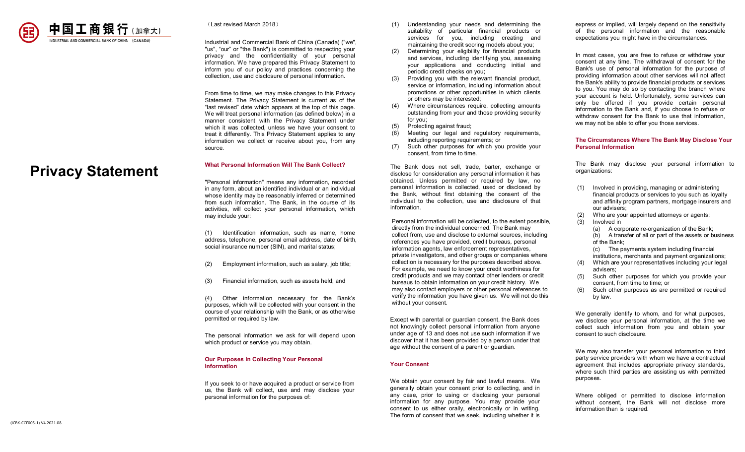中国工商银行（加拿大）
INDUSTRIAL AND COMMERCIAL BANK OF CHINA (CANADA)

# Privacy Statement

（Last revised March 2018）

Industrial and Commercial Bank of China (Canada) ("we", "us", "our" or "the Bank") is committed to respecting your privacy and the confidentiality of your personal information. We have prepared this Privacy Statement to inform you of our policy and practices concerning the collection, use and disclosure of personal information.

From time to time, we may make changes to this Privacy Statement. The Privacy Statement is current as of the "last revised" date which appears at the top of this page. We will treat personal information (as defined below) in a manner consistent with the Privacy Statement under which it was collected, unless we have your consent to treat it differently. This Privacy Statement applies to any information we collect or receive about you, from any source.

## What Personal Information Will The Bank Collect?

"Personal information" means any information, recorded in any form, about an identified individual or an individual whose identity may be reasonably inferred or determined from such information. The Bank, in the course of its activities, will collect your personal information, which may include your:

(1) Identification information, such as name, home address, telephone, personal email address, date of birth, social insurance number (SIN), and marital status;

(2) Employment information, such as salary, job title;

(3) Financial information, such as assets held; and

(4) Other information necessary for the Bank's purposes, which will be collected with your consent in the course of your relationship with the Bank, or as otherwise permitted or required by law.

The personal information we ask for will depend upon which product or service you may obtain.

## Our Purposes In Collecting Your Personal Information

If you seek to or have acquired a product or service from us, the Bank will collect, use and may disclose your personal information for the purposes of:

(1) Understanding your needs and determining the suitability of particular financial products or services for you, including creating and maintaining the credit scoring models about you;
(2) Determining your eligibility for financial products and services, including identifying you, assessing your applications and conducting initial and periodic credit checks on you;
(3) Providing you with the relevant financial product, service or information, including information about promotions or other opportunities in which clients or others may be interested;
(4) Where circumstances require, collecting amounts outstanding from you and those providing security for you;
(5) Protecting against fraud;
(6) Meeting our legal and regulatory requirements, including reporting requirements; or
(7) Such other purposes for which you provide your consent, from time to time.

The Bank does not sell, trade, barter, exchange or disclose for consideration any personal information it has obtained. Unless permitted or required by law, no personal information is collected, used or disclosed by the Bank, without first obtaining the consent of the individual to the collection, use and disclosure of that information.

Personal information will be collected, to the extent possible, directly from the individual concerned. The Bank may collect from, use and disclose to external sources, including references you have provided, credit bureaus, personal information agents, law enforcement representatives, private investigators, and other groups or companies where collection is necessary for the purposes described above. For example, we need to know your credit worthiness for credit products and we may contact other lenders or credit bureaus to obtain information on your credit history. We may also contact employers or other personal references to verify the information you have given us. We will not do this without your consent.

Except with parental or guardian consent, the Bank does not knowingly collect personal information from anyone under age of 13 and does not use such information if we discover that it has been provided by a person under that age without the consent of a parent or guardian.

## Your Consent

We obtain your consent by fair and lawful means. We generally obtain your consent prior to collecting, and in any case, prior to using or disclosing your personal information for any purpose. You may provide your consent to us either orally, electronically or in writing. The form of consent that we seek, including whether it is express or implied, will largely depend on the sensitivity of the personal information and the reasonable expectations you might have in the circumstances.

In most cases, you are free to refuse or withdraw your consent at any time. The withdrawal of consent for the Bank's use of personal information for the purpose of providing information about other services will not affect the Bank's ability to provide financial products or services to you. You may do so by contacting the branch where your account is held. Unfortunately, some services can only be offered if you provide certain personal information to the Bank and, if you choose to refuse or withdraw consent for the Bank to use that information, we may not be able to offer you those services.

## The Circumstances Where The Bank May Disclose Your Personal Information

The Bank may disclose your personal information to organizations:

(1) Involved in providing, managing or administering financial products or services to you such as loyalty and affinity program partners, mortgage insurers and our advisers;
(2) Who are your appointed attorneys or agents;
(3) Involved in
   (a) A corporate re-organization of the Bank;
   (b) A transfer of all or part of the assets or business of the Bank;
   (c) The payments system including financial institutions, merchants and payment organizations;
(4) Which are your representatives including your legal advisers;
(5) Such other purposes for which you provide your consent, from time to time; or
(6) Such other purposes as are permitted or required by law.

We generally identify to whom, and for what purposes, we disclose your personal information, at the time we collect such information from you and obtain your consent to such disclosure.

We may also transfer your personal information to third party service providers with whom we have a contractual agreement that includes appropriate privacy standards, where such third parties are assisting us with permitted purposes.

Where obliged or permitted to disclose information without consent, the Bank will not disclose more information than is required.

(ICBK-CCF005-1) V4.2021.08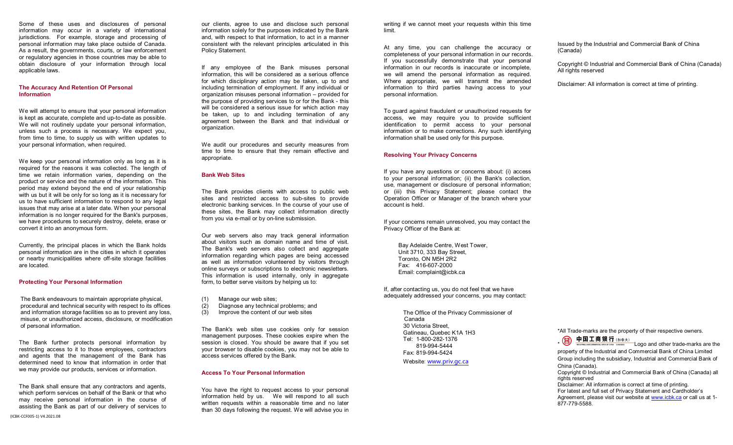Some of these uses and disclosures of personal information may occur in a variety of international jurisdictions. For example, storage and processing of personal information may take place outside of Canada. As a result, the governments, courts, or law enforcement or regulatory agencies in those countries may be able to obtain disclosure of your information through local applicable laws.

### The Accuracy And Retention Of Personal Information

We will attempt to ensure that your personal information is kept as accurate, complete and up-to-date as possible. We will not routinely update your personal information, unless such a process is necessary. We expect you, from time to time, to supply us with written updates to your personal information, when required.

We keep your personal information only as long as it is required for the reasons it was collected. The length of time we retain information varies, depending on the product or service and the nature of the information. This period may extend beyond the end of your relationship with us but it will be only for so long as it is necessary for us to have sufficient information to respond to any legal issues that may arise at a later date. When your personal information is no longer required for the Bank's purposes, we have procedures to securely destroy, delete, erase or convert it into an anonymous form.

Currently, the principal places in which the Bank holds personal information are in the cities in which it operates or nearby municipalities where off-site storage facilities are located.

### Protecting Your Personal Information

The Bank endeavours to maintain appropriate physical, procedural and technical security with respect to its offices and information storage facilities so as to prevent any loss, misuse, or unauthorized access, disclosure, or modification of personal information.

The Bank further protects personal information by restricting access to it to those employees, contractors and agents that the management of the Bank has determined need to know that information in order that we may provide our products, services or information.

The Bank shall ensure that any contractors and agents, which perform services on behalf of the Bank or that who may receive personal information in the course of assisting the Bank as part of our delivery of services to our clients, agree to use and disclose such personal information solely for the purposes indicated by the Bank and, with respect to that information, to act in a manner consistent with the relevant principles articulated in this Policy Statement.

If any employee of the Bank misuses personal information, this will be considered as a serious offence for which disciplinary action may be taken, up to and including termination of employment. If any individual or organization misuses personal information – provided for the purpose of providing services to or for the Bank - this will be considered a serious issue for which action may be taken, up to and including termination of any agreement between the Bank and that individual or organization.

We audit our procedures and security measures from time to time to ensure that they remain effective and appropriate.

### Bank Web Sites

The Bank provides clients with access to public web sites and restricted access to sub-sites to provide electronic banking services. In the course of your use of these sites, the Bank may collect information directly from you via e-mail or by on-line submission.

Our web servers also may track general information about visitors such as domain name and time of visit. The Bank's web servers also collect and aggregate information regarding which pages are being accessed as well as information volunteered by visitors through online surveys or subscriptions to electronic newsletters. This information is used internally, only in aggregate form, to better serve visitors by helping us to:

(1) Manage our web sites;
(2) Diagnose any technical problems; and
(3) Improve the content of our web sites

The Bank's web sites use cookies only for session management purposes. These cookies expire when the session is closed. You should be aware that if you set your browser to disable cookies, you may not be able to access services offered by the Bank.

### Access To Your Personal Information

You have the right to request access to your personal information held by us. We will respond to all such written requests within a reasonable time and no later than 30 days following the request. We will advise you in writing if we cannot meet your requests within this time limit.

At any time, you can challenge the accuracy or completeness of your personal information in our records. If you successfully demonstrate that your personal information in our records is inaccurate or incomplete, we will amend the personal information as required. Where appropriate, we will transmit the amended information to third parties having access to your personal information.

To guard against fraudulent or unauthorized requests for access, we may require you to provide sufficient identification to permit access to your personal information or to make corrections. Any such identifying information shall be used only for this purpose.

### Resolving Your Privacy Concerns

If you have any questions or concerns about: (i) access to your personal information; (ii) the Bank's collection, use, management or disclosure of personal information; or (iii) this Privacy Statement; please contact the Operation Officer or Manager of the branch where your account is held.

If your concerns remain unresolved, you may contact the Privacy Officer of the Bank at:

Bay Adelaide Centre, West Tower,
Unit 3710, 333 Bay Street,
Toronto, ON M5H 2R2
Fax: 416-607-2000
Email: complaint@icbk.ca

If, after contacting us, you do not feel that we have adequately addressed your concerns, you may contact:

The Office of the Privacy Commissioner of Canada
30 Victoria Street,
Gatineau, Quebec K1A 1H3
Tel: 1-800-282-1376
819-994-5444
Fax: 819-994-5424
Website: www.priv.gc.ca

Issued by the Industrial and Commercial Bank of China (Canada)

Copyright © Industrial and Commercial Bank of China (Canada) All rights reserved

Disclaimer: All information is correct at time of printing.

*All Trade-marks are the property of their respective owners.

* 中国工商银行（加拿大） Logo and other trade-marks are the property of the Industrial and Commercial Bank of China Limited Group including the subsidiary, Industrial and Commercial Bank of China (Canada).

Copyright © Industrial and Commercial Bank of China (Canada) all rights reserved

Disclaimer: All information is correct at time of printing.

For latest and full set of Privacy Statement and Cardholder's Agreement, please visit our website at www.icbk.ca or call us at 1-877-779-5588.

(ICBK-CCF005-1) V4.2021.08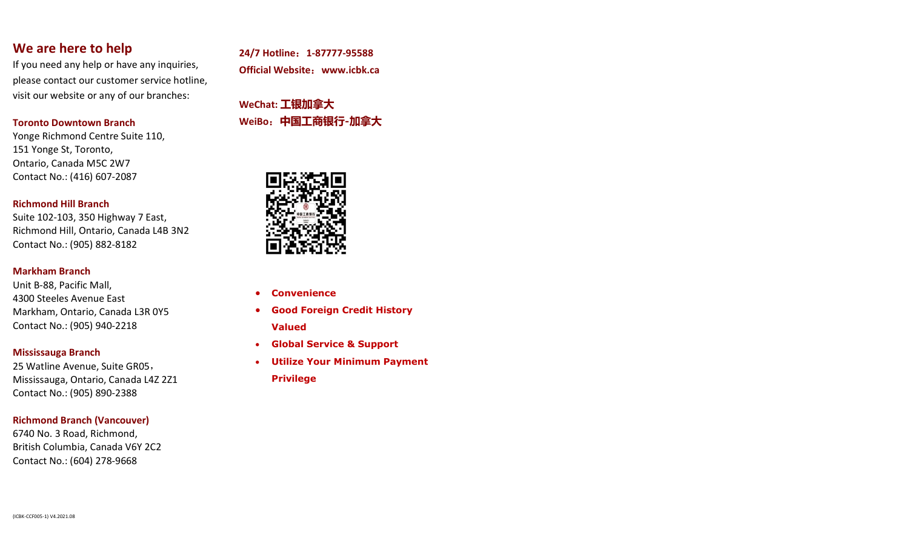## We are here to help

If you need any help or have any inquiries, please contact our customer service hotline, visit our website or any of our branches:

**Toronto Downtown Branch**
Yonge Richmond Centre Suite 110,
151 Yonge St, Toronto,
Ontario, Canada M5C 2W7
Contact No.: (416) 607-2087

**Richmond Hill Branch**
Suite 102-103, 350 Highway 7 East,
Richmond Hill, Ontario, Canada L4B 3N2
Contact No.: (905) 882-8182

**Markham Branch**
Unit B-88, Pacific Mall,
4300 Steeles Avenue East
Markham, Ontario, Canada L3R 0Y5
Contact No.: (905) 940-2218

**Mississauga Branch**
25 Watline Avenue, Suite GR05，
Mississauga, Ontario, Canada L4Z 2Z1
Contact No.: (905) 890-2388

**Richmond Branch (Vancouver)**
6740 No. 3 Road, Richmond,
British Columbia, Canada V6Y 2C2
Contact No.: (604) 278-9668

**24/7 Hotline：1-87777-95588**
**Official Website：www.icbk.ca**

**WeChat: 工银加拿大**
**WeiBo：中国工商银行-加拿大**

- **Convenience**
- **Good Foreign Credit History Valued**
- **Global Service & Support**
- **Utilize Your Minimum Payment Privilege**

(ICBK-CCF005-1) V4.2021.08